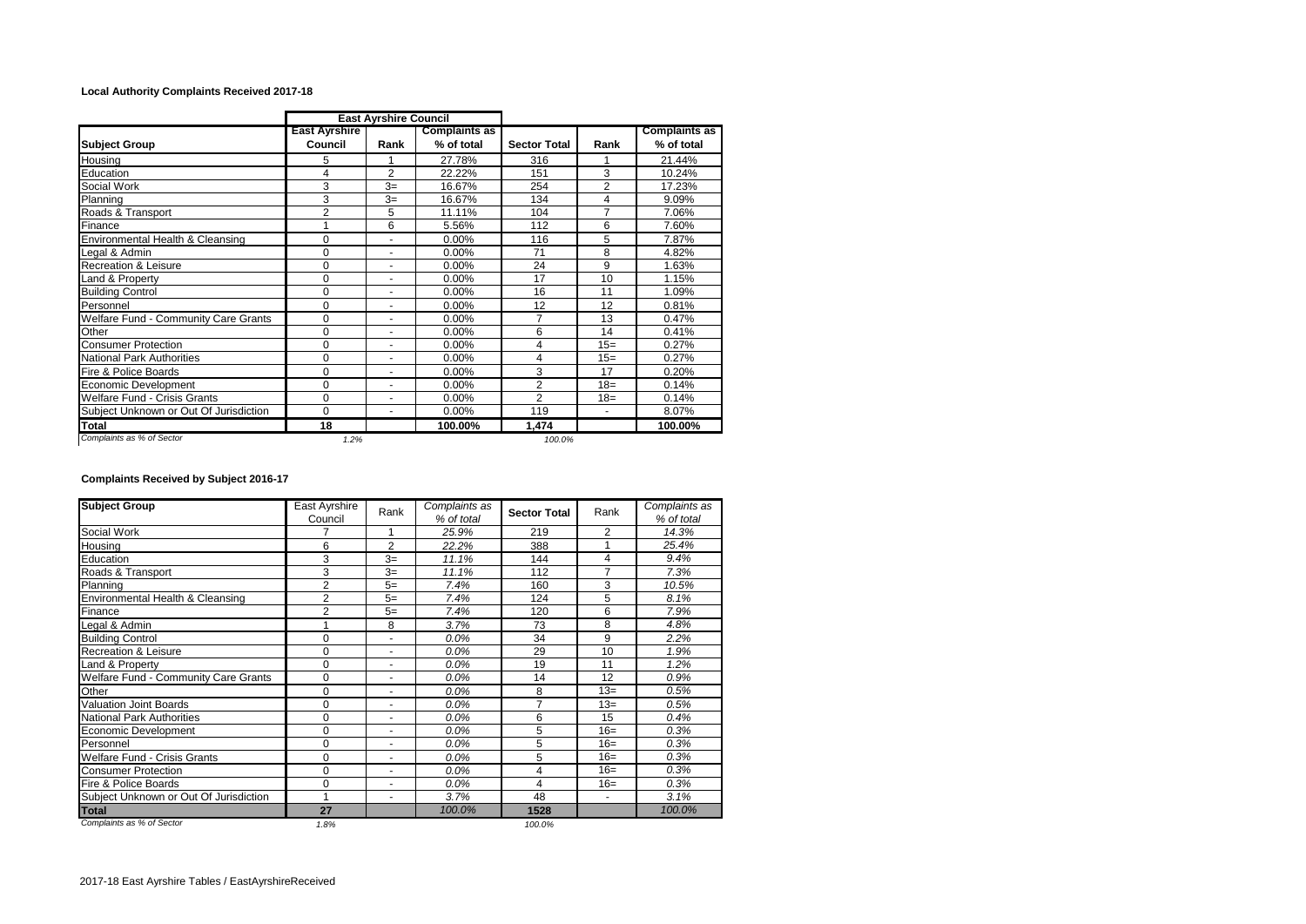**Local Authority Complaints Received 2017-18**

| | East Ayrshire Council | | | | | |
|---|---|---|---|---|---|---|
| **Subject Group** | **East Ayrshire Council** | **Rank** | **Complaints as % of total** | **Sector Total** | **Rank** | **Complaints as % of total** |
| Housing | 5 | 1 | 27.78% | 316 | 1 | 21.44% |
| Education | 4 | 2 | 22.22% | 151 | 3 | 10.24% |
| Social Work | 3 | 3= | 16.67% | 254 | 2 | 17.23% |
| Planning | 3 | 3= | 16.67% | 134 | 4 | 9.09% |
| Roads & Transport | 2 | 5 | 11.11% | 104 | 7 | 7.06% |
| Finance | 1 | 6 | 5.56% | 112 | 6 | 7.60% |
| Environmental Health & Cleansing | 0 | - | 0.00% | 116 | 5 | 7.87% |
| Legal & Admin | 0 | - | 0.00% | 71 | 8 | 4.82% |
| Recreation & Leisure | 0 | - | 0.00% | 24 | 9 | 1.63% |
| Land & Property | 0 | - | 0.00% | 17 | 10 | 1.15% |
| Building Control | 0 | - | 0.00% | 16 | 11 | 1.09% |
| Personnel | 0 | - | 0.00% | 12 | 12 | 0.81% |
| Welfare Fund - Community Care Grants | 0 | - | 0.00% | 7 | 13 | 0.47% |
| Other | 0 | - | 0.00% | 6 | 14 | 0.41% |
| Consumer Protection | 0 | - | 0.00% | 4 | 15= | 0.27% |
| National Park Authorities | 0 | - | 0.00% | 4 | 15= | 0.27% |
| Fire & Police Boards | 0 | - | 0.00% | 3 | 17 | 0.20% |
| Economic Development | 0 | - | 0.00% | 2 | 18= | 0.14% |
| Welfare Fund - Crisis Grants | 0 | - | 0.00% | 2 | 18= | 0.14% |
| Subject Unknown or Out Of Jurisdiction | 0 | - | 0.00% | 119 | - | 8.07% |
| **Total** | **18** | | **100.00%** | **1,474** | | **100.00%** |
| *Complaints as % of Sector* | *1.2%* | | | *100.0%* | | |

**Complaints Received by Subject 2016-17**

| **Subject Group** | East Ayrshire Council | Rank | *Complaints as % of total* | **Sector Total** | Rank | *Complaints as % of total* |
|---|---|---|---|---|---|---|
| Social Work | 7 | 1 | *25.9%* | 219 | 2 | *14.3%* |
| Housing | 6 | 2 | *22.2%* | 388 | 1 | *25.4%* |
| Education | 3 | 3= | *11.1%* | 144 | 4 | *9.4%* |
| Roads & Transport | 3 | 3= | *11.1%* | 112 | 7 | *7.3%* |
| Planning | 2 | 5= | *7.4%* | 160 | 3 | *10.5%* |
| Environmental Health & Cleansing | 2 | 5= | *7.4%* | 124 | 5 | *8.1%* |
| Finance | 2 | 5= | *7.4%* | 120 | 6 | *7.9%* |
| Legal & Admin | 1 | 8 | *3.7%* | 73 | 8 | *4.8%* |
| Building Control | 0 | - | *0.0%* | 34 | 9 | *2.2%* |
| Recreation & Leisure | 0 | - | *0.0%* | 29 | 10 | *1.9%* |
| Land & Property | 0 | - | *0.0%* | 19 | 11 | *1.2%* |
| Welfare Fund - Community Care Grants | 0 | - | *0.0%* | 14 | 12 | *0.9%* |
| Other | 0 | - | *0.0%* | 8 | 13= | *0.5%* |
| Valuation Joint Boards | 0 | - | *0.0%* | 7 | 13= | *0.5%* |
| National Park Authorities | 0 | - | *0.0%* | 6 | 15 | *0.4%* |
| Economic Development | 0 | - | *0.0%* | 5 | 16= | *0.3%* |
| Personnel | 0 | - | *0.0%* | 5 | 16= | *0.3%* |
| Welfare Fund - Crisis Grants | 0 | - | *0.0%* | 5 | 16= | *0.3%* |
| Consumer Protection | 0 | - | *0.0%* | 4 | 16= | *0.3%* |
| Fire & Police Boards | 0 | - | *0.0%* | 4 | 16= | *0.3%* |
| Subject Unknown or Out Of Jurisdiction | 1 | - | *3.7%* | 48 | - | *3.1%* |
| **Total** | **27** | | *100.0%* | **1528** | | *100.0%* |
| *Complaints as % of Sector* | *1.8%* | | | *100.0%* | | |

2017-18 East Ayrshire Tables / EastAyrshireReceived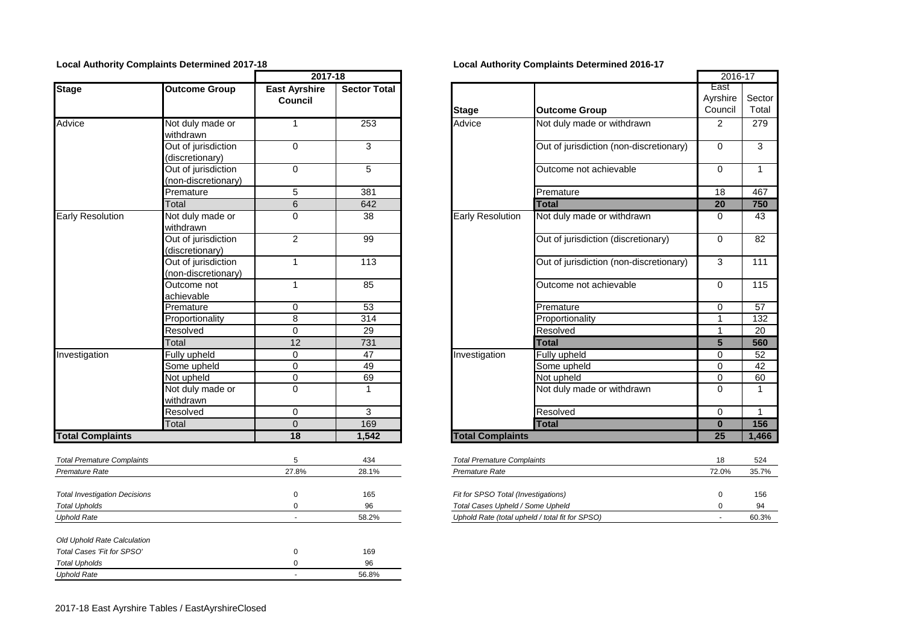**Local Authority Complaints Determined 2017-18**

| Stage | Outcome Group | 2017-18 East Ayrshire Council | 2017-18 Sector Total |
|---|---|---|---|
| Advice | Not duly made or withdrawn | 1 | 253 |
| | Out of jurisdiction (discretionary) | 0 | 3 |
| | Out of jurisdiction (non-discretionary) | 0 | 5 |
| | Premature | 5 | 381 |
| | Total | 6 | 642 |
| Early Resolution | Not duly made or withdrawn | 0 | 38 |
| | Out of jurisdiction (discretionary) | 2 | 99 |
| | Out of jurisdiction (non-discretionary) | 1 | 113 |
| | Outcome not achievable | 1 | 85 |
| | Premature | 0 | 53 |
| | Proportionality | 8 | 314 |
| | Resolved | 0 | 29 |
| | Total | 12 | 731 |
| Investigation | Fully upheld | 0 | 47 |
| | Some upheld | 0 | 49 |
| | Not upheld | 0 | 69 |
| | Not duly made or withdrawn | 0 | 1 |
| | Resolved | 0 | 3 |
| | Total | 0 | 169 |
| **Total Complaints** | | **18** | **1,542** |

| | East Ayrshire Council | Sector Total |
|---|---|---|
| *Total Premature Complaints* | 5 | 434 |
| *Premature Rate* | 27.8% | 28.1% |
| *Total Investigation Decisions* | 0 | 165 |
| *Total Upholds* | 0 | 96 |
| *Uphold Rate* | - | 58.2% |
| *Old Uphold Rate Calculation* | | |
| *Total Cases 'Fit for SPSO'* | 0 | 169 |
| *Total Upholds* | 0 | 96 |
| *Uphold Rate* | - | 56.8% |

**Local Authority Complaints Determined 2016-17**

| Stage | Outcome Group | 2016-17 East Ayrshire Council | 2016-17 Sector Total |
|---|---|---|---|
| Advice | Not duly made or withdrawn | 2 | 279 |
| | Out of jurisdiction (non-discretionary) | 0 | 3 |
| | Outcome not achievable | 0 | 1 |
| | Premature | 18 | 467 |
| | **Total** | **20** | **750** |
| Early Resolution | Not duly made or withdrawn | 0 | 43 |
| | Out of jurisdiction (discretionary) | 0 | 82 |
| | Out of jurisdiction (non-discretionary) | 3 | 111 |
| | Outcome not achievable | 0 | 115 |
| | Premature | 0 | 57 |
| | Proportionality | 1 | 132 |
| | Resolved | 1 | 20 |
| | **Total** | **5** | **560** |
| Investigation | Fully upheld | 0 | 52 |
| | Some upheld | 0 | 42 |
| | Not upheld | 0 | 60 |
| | Not duly made or withdrawn | 0 | 1 |
| | Resolved | 0 | 1 |
| | **Total** | **0** | **156** |
| **Total Complaints** | | **25** | **1,466** |

| | East Ayrshire Council | Sector Total |
|---|---|---|
| *Total Premature Complaints* | 18 | 524 |
| *Premature Rate* | 72.0% | 35.7% |
| *Fit for SPSO Total (Investigations)* | 0 | 156 |
| *Total Cases Upheld / Some Upheld* | 0 | 94 |
| *Uphold Rate (total upheld / total fit for SPSO)* | - | 60.3% |

2017-18 East Ayrshire Tables / EastAyrshireClosed